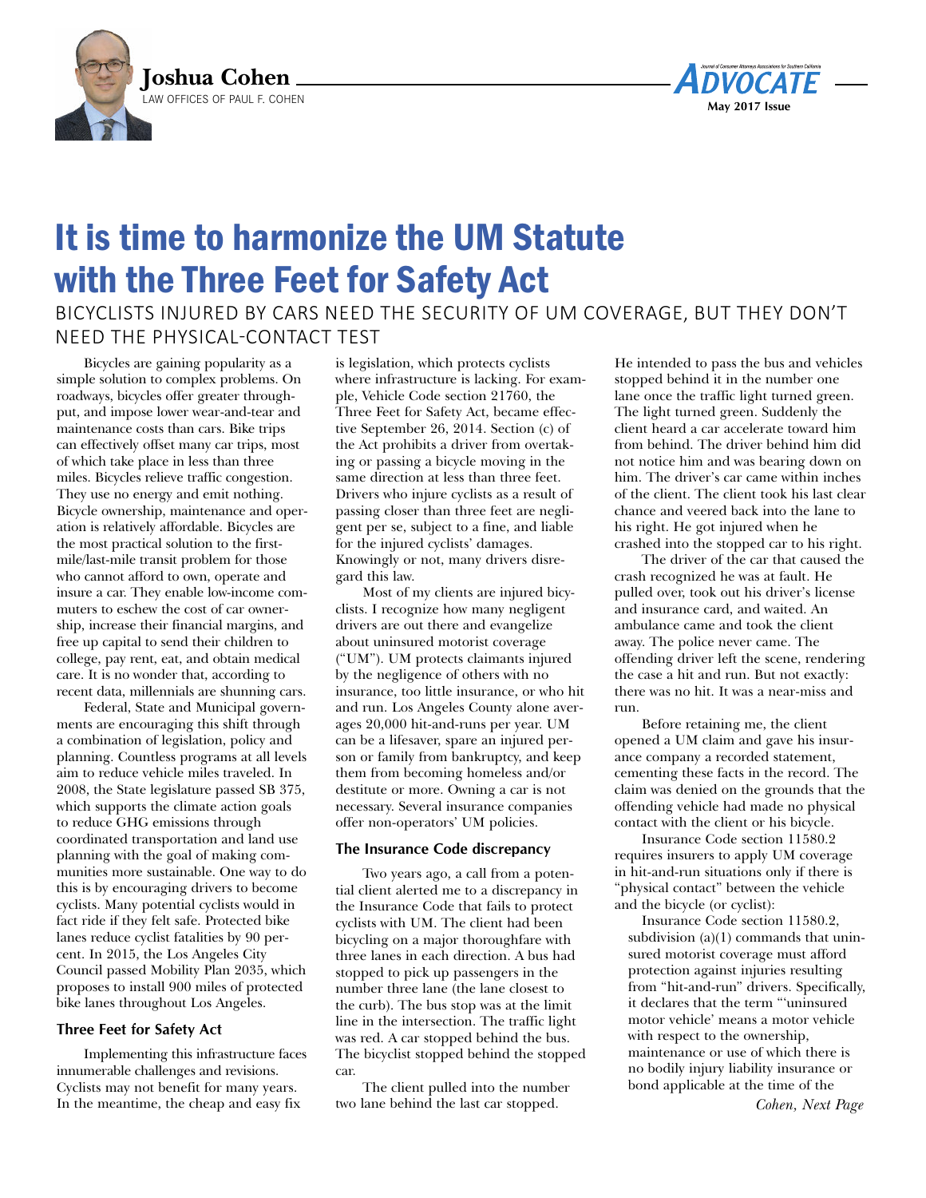Joshua Cohen

LAW OFFICES OF PAUL F. COHEN

# It is time to harmonize the UM Statute with the Three Feet for Safety Act

## BICYCLISTS INJURED BY CARS NEED THE SECURITY OF UM COVERAGE, BUT THEY DON'T NEED THE PHYSICAL-CONTACT TEST

Bicycles are gaining popularity as a simple solution to complex problems. On roadways, bicycles offer greater throughput, and impose lower wear-and-tear and maintenance costs than cars. Bike trips can effectively offset many car trips, most of which take place in less than three miles. Bicycles relieve traffic congestion. They use no energy and emit nothing. Bicycle ownership, maintenance and operation is relatively affordable. Bicycles are the most practical solution to the first-mile/last-mile transit problem for those who cannot afford to own, operate and insure a car. They enable low-income commuters to eschew the cost of car ownership, increase their financial margins, and free up capital to send their children to college, pay rent, eat, and obtain medical care. It is no wonder that, according to recent data, millennials are shunning cars.

Federal, State and Municipal governments are encouraging this shift through a combination of legislation, policy and planning. Countless programs at all levels aim to reduce vehicle miles traveled. In 2008, the State legislature passed SB 375, which supports the climate action goals to reduce GHG emissions through coordinated transportation and land use planning with the goal of making communities more sustainable. One way to do this is by encouraging drivers to become cyclists. Many potential cyclists would in fact ride if they felt safe. Protected bike lanes reduce cyclist fatalities by 90 percent. In 2015, the Los Angeles City Council passed Mobility Plan 2035, which proposes to install 900 miles of protected bike lanes throughout Los Angeles.

### Three Feet for Safety Act

Implementing this infrastructure faces innumerable challenges and revisions. Cyclists may not benefit for many years. In the meantime, the cheap and easy fix is legislation, which protects cyclists where infrastructure is lacking. For example, Vehicle Code section 21760, the Three Feet for Safety Act, became effective September 26, 2014. Section (c) of the Act prohibits a driver from overtaking or passing a bicycle moving in the same direction at less than three feet. Drivers who injure cyclists as a result of passing closer than three feet are negligent per se, subject to a fine, and liable for the injured cyclists' damages. Knowingly or not, many drivers disregard this law.

Most of my clients are injured bicyclists. I recognize how many negligent drivers are out there and evangelize about uninsured motorist coverage ("UM"). UM protects claimants injured by the negligence of others with no insurance, too little insurance, or who hit and run. Los Angeles County alone averages 20,000 hit-and-runs per year. UM can be a lifesaver, spare an injured person or family from bankruptcy, and keep them from becoming homeless and/or destitute or more. Owning a car is not necessary. Several insurance companies offer non-operators' UM policies.

### The Insurance Code discrepancy

Two years ago, a call from a potential client alerted me to a discrepancy in the Insurance Code that fails to protect cyclists with UM. The client had been bicycling on a major thoroughfare with three lanes in each direction. A bus had stopped to pick up passengers in the number three lane (the lane closest to the curb). The bus stop was at the limit line in the intersection. The traffic light was red. A car stopped behind the bus. The bicyclist stopped behind the stopped car.

The client pulled into the number two lane behind the last car stopped. He intended to pass the bus and vehicles stopped behind it in the number one lane once the traffic light turned green. The light turned green. Suddenly the client heard a car accelerate toward him from behind. The driver behind him did not notice him and was bearing down on him. The driver's car came within inches of the client. The client took his last clear chance and veered back into the lane to his right. He got injured when he crashed into the stopped car to his right.

The driver of the car that caused the crash recognized he was at fault. He pulled over, took out his driver's license and insurance card, and waited. An ambulance came and took the client away. The police never came. The offending driver left the scene, rendering the case a hit and run. But not exactly: there was no hit. It was a near-miss and run.

Before retaining me, the client opened a UM claim and gave his insurance company a recorded statement, cementing these facts in the record. The claim was denied on the grounds that the offending vehicle had made no physical contact with the client or his bicycle.

Insurance Code section 11580.2 requires insurers to apply UM coverage in hit-and-run situations only if there is "physical contact" between the vehicle and the bicycle (or cyclist):

> Insurance Code section 11580.2, subdivision (a)(1) commands that uninsured motorist coverage must afford protection against injuries resulting from "hit-and-run" drivers. Specifically, it declares that the term "'uninsured motor vehicle' means a motor vehicle with respect to the ownership, maintenance or use of which there is no bodily injury liability insurance or bond applicable at the time of the

*Cohen, Next Page*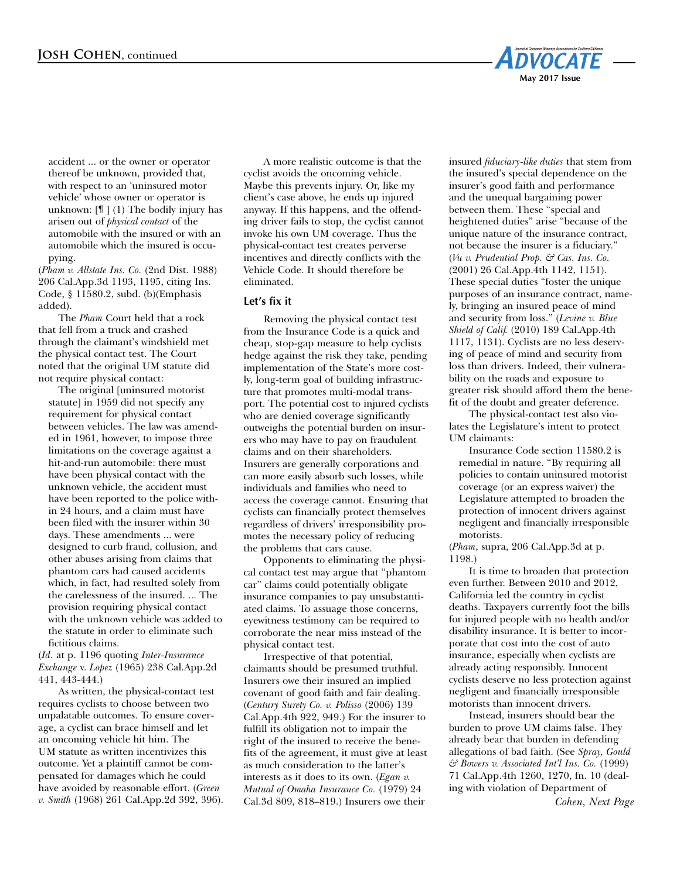accident ... or the owner or operator thereof be unknown, provided that, with respect to an 'uninsured motor vehicle' whose owner or operator is unknown: [¶ ] (1) The bodily injury has arisen out of *physical contact* of the automobile with the insured or with an automobile which the insured is occupying.

(*Pham v. Allstate Ins. Co.* (2nd Dist. 1988) 206 Cal.App.3d 1193, 1195, citing Ins. Code, § 11580.2, subd. (b)(Emphasis added).

The *Pham* Court held that a rock that fell from a truck and crashed through the claimant's windshield met the physical contact test. The Court noted that the original UM statute did not require physical contact:

> The original [uninsured motorist statute] in 1959 did not specify any requirement for physical contact between vehicles. The law was amended in 1961, however, to impose three limitations on the coverage against a hit-and-run automobile: there must have been physical contact with the unknown vehicle, the accident must have been reported to the police within 24 hours, and a claim must have been filed with the insurer within 30 days. These amendments ... were designed to curb fraud, collusion, and other abuses arising from claims that phantom cars had caused accidents which, in fact, had resulted solely from the carelessness of the insured. ... The provision requiring physical contact with the unknown vehicle was added to the statute in order to eliminate such fictitious claims.

(*Id.* at p. 1196 quoting *Inter-Insurance Exchange* v. *Lopez* (1965) 238 Cal.App.2d 441, 443-444.)

As written, the physical-contact test requires cyclists to choose between two unpalatable outcomes. To ensure coverage, a cyclist can brace himself and let an oncoming vehicle hit him. The UM statute as written incentivizes this outcome. Yet a plaintiff cannot be compensated for damages which he could have avoided by reasonable effort. (*Green v. Smith* (1968) 261 Cal.App.2d 392, 396).

A more realistic outcome is that the cyclist avoids the oncoming vehicle. Maybe this prevents injury. Or, like my client's case above, he ends up injured anyway. If this happens, and the offending driver fails to stop, the cyclist cannot invoke his own UM coverage. Thus the physical-contact test creates perverse incentives and directly conflicts with the Vehicle Code. It should therefore be eliminated.

### Let's fix it

Removing the physical contact test from the Insurance Code is a quick and cheap, stop-gap measure to help cyclists hedge against the risk they take, pending implementation of the State's more costly, long-term goal of building infrastructure that promotes multi-modal transport. The potential cost to injured cyclists who are denied coverage significantly outweighs the potential burden on insurers who may have to pay on fraudulent claims and on their shareholders. Insurers are generally corporations and can more easily absorb such losses, while individuals and families who need to access the coverage cannot. Ensuring that cyclists can financially protect themselves regardless of drivers' irresponsibility promotes the necessary policy of reducing the problems that cars cause.

Opponents to eliminating the physical contact test may argue that "phantom car" claims could potentially obligate insurance companies to pay unsubstantiated claims. To assuage those concerns, eyewitness testimony can be required to corroborate the near miss instead of the physical contact test.

Irrespective of that potential, claimants should be presumed truthful. Insurers owe their insured an implied covenant of good faith and fair dealing. (*Century Surety Co. v. Polisso* (2006) 139 Cal.App.4th 922, 949.) For the insurer to fulfill its obligation not to impair the right of the insured to receive the benefits of the agreement, it must give at least as much consideration to the latter's interests as it does to its own. (*Egan v. Mutual of Omaha Insurance Co.* (1979) 24 Cal.3d 809, 818–819.) Insurers owe their insured *fiduciary-like duties* that stem from the insured's special dependence on the insurer's good faith and performance and the unequal bargaining power between them. These "special and heightened duties" arise "because of the unique nature of the insurance contract, not because the insurer is a fiduciary." (*Vu v. Prudential Prop. & Cas. Ins. Co.* (2001) 26 Cal.App.4th 1142, 1151). These special duties "foster the unique purposes of an insurance contract, namely, bringing an insured peace of mind and security from loss." (*Levine v. Blue Shield of Calif.* (2010) 189 Cal.App.4th 1117, 1131). Cyclists are no less deserving of peace of mind and security from loss than drivers. Indeed, their vulnerability on the roads and exposure to greater risk should afford them the benefit of the doubt and greater deference.

The physical-contact test also violates the Legislature's intent to protect UM claimants:

> Insurance Code section 11580.2 is remedial in nature. "By requiring all policies to contain uninsured motorist coverage (or an express waiver) the Legislature attempted to broaden the protection of innocent drivers against negligent and financially irresponsible motorists.

(*Pham*, supra, 206 Cal.App.3d at p. 1198.)

It is time to broaden that protection even further. Between 2010 and 2012, California led the country in cyclist deaths. Taxpayers currently foot the bills for injured people with no health and/or disability insurance. It is better to incorporate that cost into the cost of auto insurance, especially when cyclists are already acting responsibly. Innocent cyclists deserve no less protection against negligent and financially irresponsible motorists than innocent drivers.

Instead, insurers should bear the burden to prove UM claims false. They already bear that burden in defending allegations of bad faith. (See *Spray, Gould & Bowers v. Associated Int'l Ins. Co.* (1999) 71 Cal.App.4th 1260, 1270, fn. 10 (dealing with violation of Department of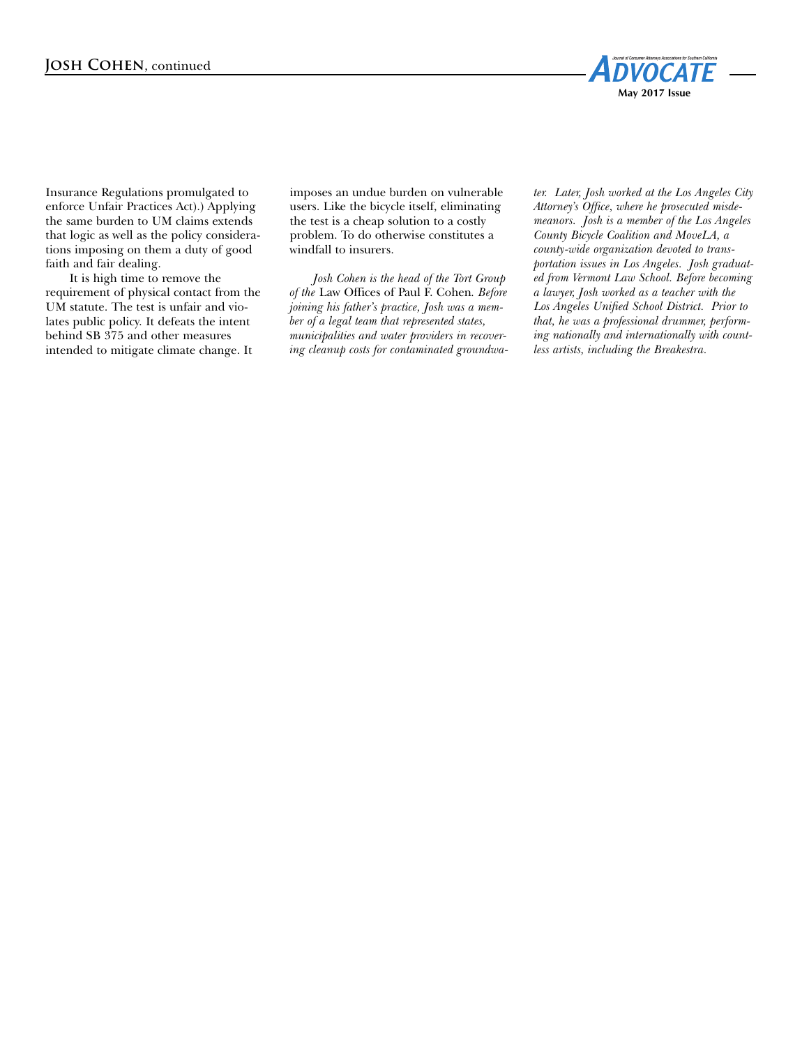Insurance Regulations promulgated to enforce Unfair Practices Act).) Applying the same burden to UM claims extends that logic as well as the policy considerations imposing on them a duty of good faith and fair dealing.

It is high time to remove the requirement of physical contact from the UM statute. The test is unfair and violates public policy. It defeats the intent behind SB 375 and other measures intended to mitigate climate change. It imposes an undue burden on vulnerable users. Like the bicycle itself, eliminating the test is a cheap solution to a costly problem. To do otherwise constitutes a windfall to insurers.

*Josh Cohen is the head of the Tort Group of the* Law Offices of Paul F. Cohen*. Before joining his father's practice, Josh was a member of a legal team that represented states, municipalities and water providers in recovering cleanup costs for contaminated groundwater. Later, Josh worked at the Los Angeles City Attorney's Office, where he prosecuted misdemeanors. Josh is a member of the Los Angeles County Bicycle Coalition and MoveLA, a county-wide organization devoted to transportation issues in Los Angeles. Josh graduated from Vermont Law School. Before becoming a lawyer, Josh worked as a teacher with the Los Angeles Unified School District. Prior to that, he was a professional drummer, performing nationally and internationally with countless artists, including the Breakestra.*